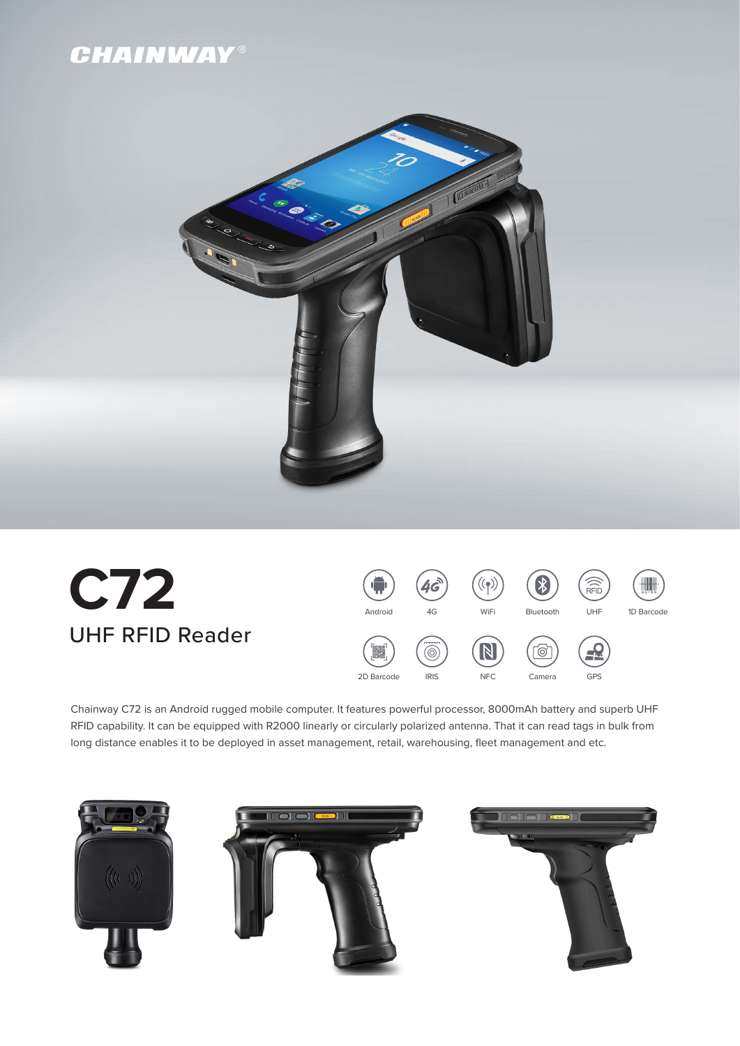CHAINWAY®

# C72

## UHF RFID Reader

Android | 4G | WiFi | Bluetooth | UHF | 1D Barcode

2D Barcode | IRIS | NFC | Camera | GPS

Chainway C72 is an Android rugged mobile computer. It features powerful processor, 8000mAh battery and superb UHF RFID capability. It can be equipped with R2000 linearly or circularly polarized antenna. That it can read tags in bulk from long distance enables it to be deployed in asset management, retail, warehousing, fleet management and etc.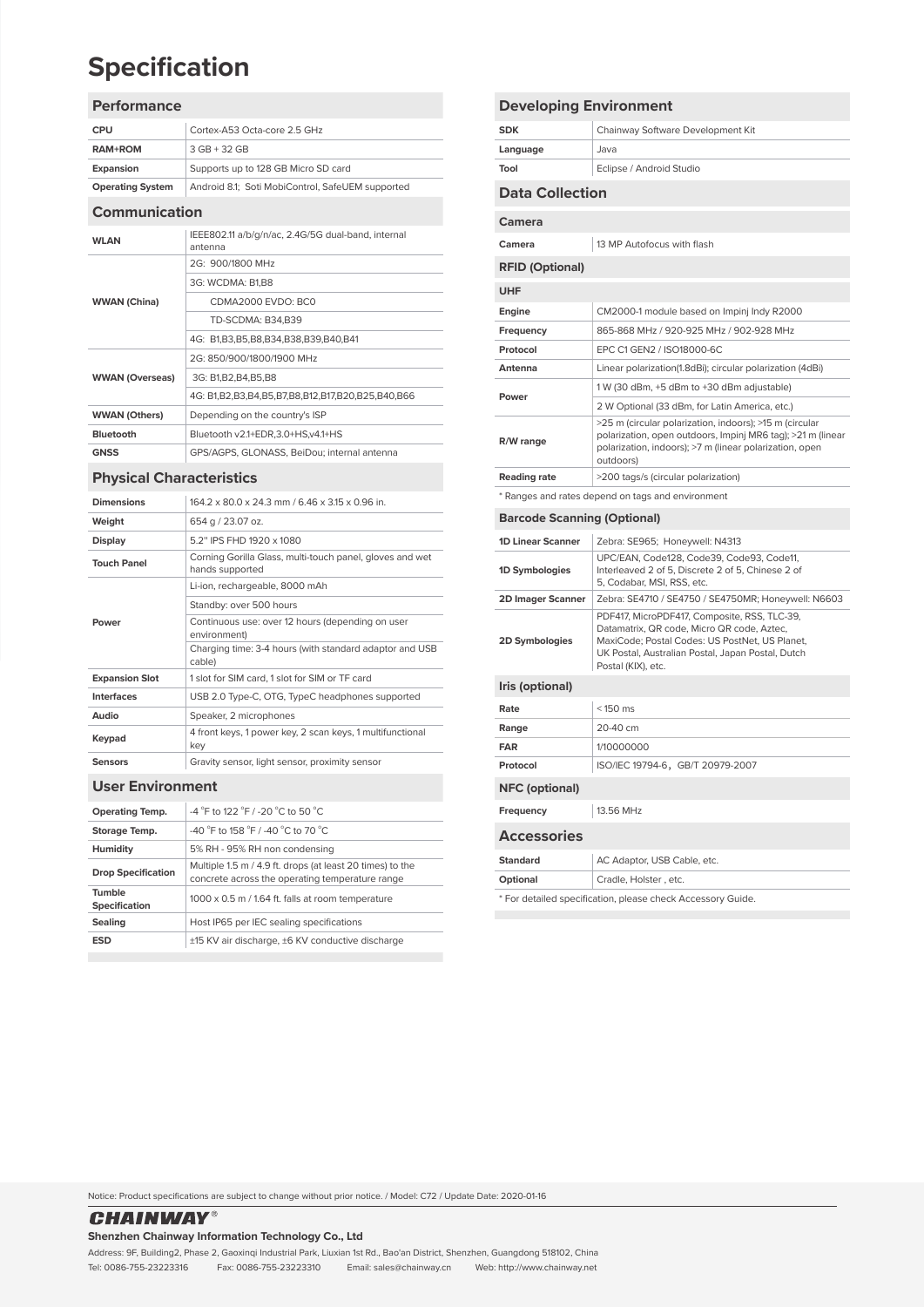# Specification

## Performance

| | |
|---|---|
| **CPU** | Cortex-A53 Octa-core 2.5 GHz |
| **RAM+ROM** | 3 GB + 32 GB |
| **Expansion** | Supports up to 128 GB Micro SD card |
| **Operating System** | Android 8.1; Soti MobiControl, SafeUEM supported |

## Communication

| | |
|---|---|
| **WLAN** | IEEE802.11 a/b/g/n/ac, 2.4G/5G dual-band, internal antenna |
| **WWAN (China)** | 2G: 900/1800 MHz |
| | 3G: WCDMA: B1,B8 |
| | CDMA2000 EVDO: BC0 |
| | TD-SCDMA: B34,B39 |
| | 4G: B1,B3,B5,B8,B34,B38,B39,B40,B41 |
| **WWAN (Overseas)** | 2G: 850/900/1800/1900 MHz |
| | 3G: B1,B2,B4,B5,B8 |
| | 4G: B1,B2,B3,B4,B5,B7,B8,B12,B17,B20,B25,B40,B66 |
| **WWAN (Others)** | Depending on the country's ISP |
| **Bluetooth** | Bluetooth v2.1+EDR,3.0+HS,v4.1+HS |
| **GNSS** | GPS/AGPS, GLONASS, BeiDou; internal antenna |

## Physical Characteristics

| | |
|---|---|
| **Dimensions** | 164.2 x 80.0 x 24.3 mm / 6.46 x 3.15 x 0.96 in. |
| **Weight** | 654 g / 23.07 oz. |
| **Display** | 5.2" IPS FHD 1920 x 1080 |
| **Touch Panel** | Corning Gorilla Glass, multi-touch panel, gloves and wet hands supported |
| **Power** | Li-ion, rechargeable, 8000 mAh |
| | Standby: over 500 hours |
| | Continuous use: over 12 hours (depending on user environment) |
| | Charging time: 3-4 hours (with standard adaptor and USB cable) |
| **Expansion Slot** | 1 slot for SIM card, 1 slot for SIM or TF card |
| **Interfaces** | USB 2.0 Type-C, OTG, TypeC headphones supported |
| **Audio** | Speaker, 2 microphones |
| **Keypad** | 4 front keys, 1 power key, 2 scan keys, 1 multifunctional key |
| **Sensors** | Gravity sensor, light sensor, proximity sensor |

## User Environment

| | |
|---|---|
| **Operating Temp.** | -4 °F to 122 °F / -20 °C to 50 °C |
| **Storage Temp.** | -40 °F to 158 °F / -40 °C to 70 °C |
| **Humidity** | 5% RH - 95% RH non condensing |
| **Drop Specification** | Multiple 1.5 m / 4.9 ft. drops (at least 20 times) to the concrete across the operating temperature range |
| **Tumble Specification** | 1000 x 0.5 m / 1.64 ft. falls at room temperature |
| **Sealing** | Host IP65 per IEC sealing specifications |
| **ESD** | ±15 KV air discharge, ±6 KV conductive discharge |

## Developing Environment

| | |
|---|---|
| **SDK** | Chainway Software Development Kit |
| **Language** | Java |
| **Tool** | Eclipse / Android Studio |

## Data Collection

### Camera

| | |
|---|---|
| **Camera** | 13 MP Autofocus with flash |

### RFID (Optional)

#### UHF

| | |
|---|---|
| **Engine** | CM2000-1 module based on Impinj Indy R2000 |
| **Frequency** | 865-868 MHz / 920-925 MHz / 902-928 MHz |
| **Protocol** | EPC C1 GEN2 / ISO18000-6C |
| **Antenna** | Linear polarization(1.8dBi); circular polarization (4dBi) |
| **Power** | 1 W (30 dBm, +5 dBm to +30 dBm adjustable) |
| | 2 W Optional (33 dBm, for Latin America, etc.) |
| **R/W range** | >25 m (circular polarization, indoors); >15 m (circular polarization, open outdoors, Impinj MR6 tag); >21 m (linear polarization, indoors); >7 m (linear polarization, open outdoors) |
| **Reading rate** | >200 tags/s (circular polarization) |

* Ranges and rates depend on tags and environment

### Barcode Scanning (Optional)

| | |
|---|---|
| **1D Linear Scanner** | Zebra: SE965; Honeywell: N4313 |
| **1D Symbologies** | UPC/EAN, Code128, Code39, Code93, Code11, Interleaved 2 of 5, Discrete 2 of 5, Chinese 2 of 5, Codabar, MSI, RSS, etc. |
| **2D Imager Scanner** | Zebra: SE4710 / SE4750 / SE4750MR; Honeywell: N6603 |
| **2D Symbologies** | PDF417, MicroPDF417, Composite, RSS, TLC-39, Datamatrix, QR code, Micro QR code, Aztec, MaxiCode; Postal Codes: US PostNet, US Planet, UK Postal, Australian Postal, Japan Postal, Dutch Postal (KIX), etc. |

### Iris (optional)

| | |
|---|---|
| **Rate** | < 150 ms |
| **Range** | 20-40 cm |
| **FAR** | 1/10000000 |
| **Protocol** | ISO/IEC 19794-6，GB/T 20979-2007 |

### NFC (optional)

| | |
|---|---|
| **Frequency** | 13.56 MHz |

## Accessories

| | |
|---|---|
| **Standard** | AC Adaptor, USB Cable, etc. |
| **Optional** | Cradle, Holster , etc. |

* For detailed specification, please check Accessory Guide.

Notice: Product specifications are subject to change without prior notice. / Model: C72 / Update Date: 2020-01-16

**CHAINWAY**®

**Shenzhen Chainway Information Technology Co., Ltd**

Address: 9F, Building2, Phase 2, Gaoxinqi Industrial Park, Liuxian 1st Rd., Bao'an District, Shenzhen, Guangdong 518102, China

Tel: 0086-755-23223316 Fax: 0086-755-23223310 Email: sales@chainway.cn Web: http://www.chainway.net